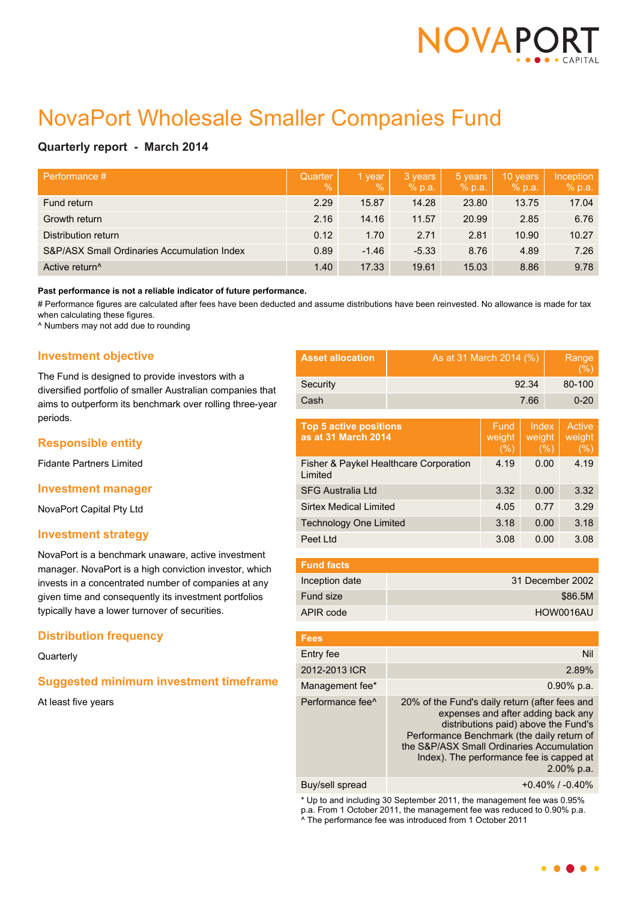# NovaPort Wholesale Smaller Companies Fund

**Quarterly report - March 2014**

| Performance # | Quarter % | 1 year % | 3 years % p.a. | 5 years % p.a. | 10 years % p.a. | Inception % p.a. |
|---|---|---|---|---|---|---|
| Fund return | 2.29 | 15.87 | 14.28 | 23.80 | 13.75 | 17.04 |
| Growth return | 2.16 | 14.16 | 11.57 | 20.99 | 2.85 | 6.76 |
| Distribution return | 0.12 | 1.70 | 2.71 | 2.81 | 10.90 | 10.27 |
| S&P/ASX Small Ordinaries Accumulation Index | 0.89 | -1.46 | -5.33 | 8.76 | 4.89 | 7.26 |
| Active return^ | 1.40 | 17.33 | 19.61 | 15.03 | 8.86 | 9.78 |

**Past performance is not a reliable indicator of future performance.**

# Performance figures are calculated after fees have been deducted and assume distributions have been reinvested. No allowance is made for tax when calculating these figures.

^ Numbers may not add due to rounding

## Investment objective

The Fund is designed to provide investors with a diversified portfolio of smaller Australian companies that aims to outperform its benchmark over rolling three-year periods.

## Responsible entity

Fidante Partners Limited

## Investment manager

NovaPort Capital Pty Ltd

## Investment strategy

NovaPort is a benchmark unaware, active investment manager. NovaPort is a high conviction investor, which invests in a concentrated number of companies at any given time and consequently its investment portfolios typically have a lower turnover of securities.

## Distribution frequency

Quarterly

## Suggested minimum investment timeframe

At least five years

| Asset allocation | As at 31 March 2014 (%) | Range (%) |
|---|---|---|
| Security | 92.34 | 80-100 |
| Cash | 7.66 | 0-20 |

| Top 5 active positions as at 31 March 2014 | Fund weight (%) | Index weight (%) | Active weight (%) |
|---|---|---|---|
| Fisher & Paykel Healthcare Corporation Limited | 4.19 | 0.00 | 4.19 |
| SFG Australia Ltd | 3.32 | 0.00 | 3.32 |
| Sirtex Medical Limited | 4.05 | 0.77 | 3.29 |
| Technology One Limited | 3.18 | 0.00 | 3.18 |
| Peet Ltd | 3.08 | 0.00 | 3.08 |

| Fund facts | |
|---|---|
| Inception date | 31 December 2002 |
| Fund size | $86.5M |
| APIR code | HOW0016AU |

| Fees | |
|---|---|
| Entry fee | Nil |
| 2012-2013 ICR | 2.89% |
| Management fee* | 0.90% p.a. |
| Performance fee^ | 20% of the Fund's daily return (after fees and expenses and after adding back any distributions paid) above the Fund's Performance Benchmark (the daily return of the S&P/ASX Small Ordinaries Accumulation Index). The performance fee is capped at 2.00% p.a. |
| Buy/sell spread | +0.40% / -0.40% |

* Up to and including 30 September 2011, the management fee was 0.95% p.a. From 1 October 2011, the management fee was reduced to 0.90% p.a.

^ The performance fee was introduced from 1 October 2011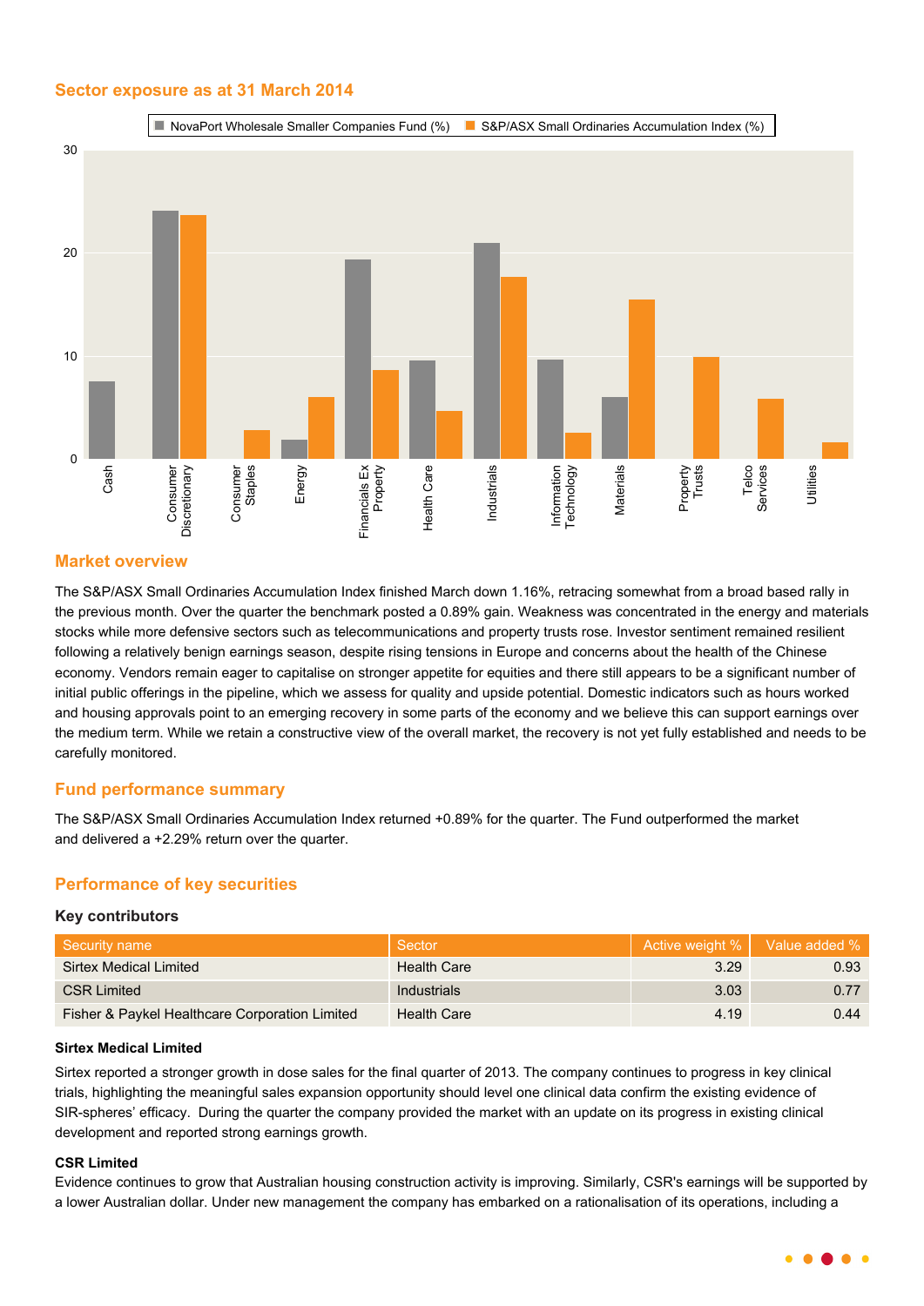## Sector exposure as at 31 March 2014

## Market overview

The S&P/ASX Small Ordinaries Accumulation Index finished March down 1.16%, retracing somewhat from a broad based rally in the previous month. Over the quarter the benchmark posted a 0.89% gain. Weakness was concentrated in the energy and materials stocks while more defensive sectors such as telecommunications and property trusts rose. Investor sentiment remained resilient following a relatively benign earnings season, despite rising tensions in Europe and concerns about the health of the Chinese economy. Vendors remain eager to capitalise on stronger appetite for equities and there still appears to be a significant number of initial public offerings in the pipeline, which we assess for quality and upside potential. Domestic indicators such as hours worked and housing approvals point to an emerging recovery in some parts of the economy and we believe this can support earnings over the medium term. While we retain a constructive view of the overall market, the recovery is not yet fully established and needs to be carefully monitored.

## Fund performance summary

The S&P/ASX Small Ordinaries Accumulation Index returned +0.89% for the quarter. The Fund outperformed the market and delivered a +2.29% return over the quarter.

## Performance of key securities

### Key contributors

| Security name | Sector | Active weight % | Value added % |
|---|---|---|---|
| Sirtex Medical Limited | Health Care | 3.29 | 0.93 |
| CSR Limited | Industrials | 3.03 | 0.77 |
| Fisher & Paykel Healthcare Corporation Limited | Health Care | 4.19 | 0.44 |

**Sirtex Medical Limited**

Sirtex reported a stronger growth in dose sales for the final quarter of 2013. The company continues to progress in key clinical trials, highlighting the meaningful sales expansion opportunity should level one clinical data confirm the existing evidence of SIR-spheres' efficacy. During the quarter the company provided the market with an update on its progress in existing clinical development and reported strong earnings growth.

**CSR Limited**

Evidence continues to grow that Australian housing construction activity is improving. Similarly, CSR's earnings will be supported by a lower Australian dollar. Under new management the company has embarked on a rationalisation of its operations, including a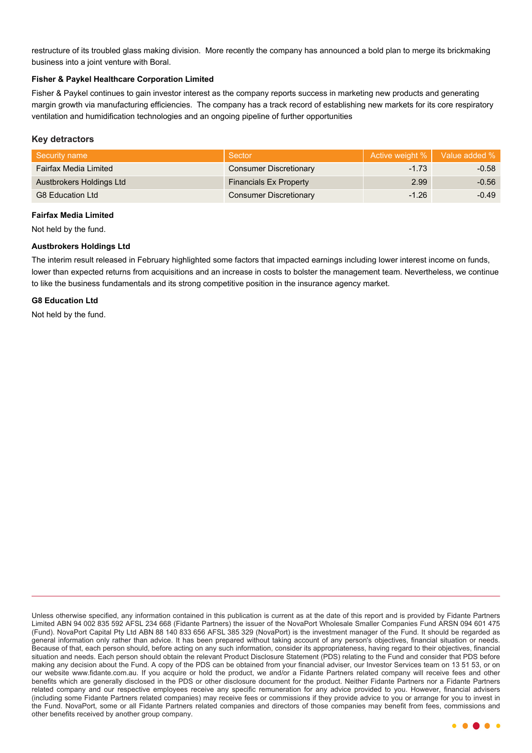restructure of its troubled glass making division. More recently the company has announced a bold plan to merge its brickmaking business into a joint venture with Boral.

**Fisher & Paykel Healthcare Corporation Limited**

Fisher & Paykel continues to gain investor interest as the company reports success in marketing new products and generating margin growth via manufacturing efficiencies. The company has a track record of establishing new markets for its core respiratory ventilation and humidification technologies and an ongoing pipeline of further opportunities

## Key detractors

| Security name | Sector | Active weight % | Value added % |
|---|---|---|---|
| Fairfax Media Limited | Consumer Discretionary | -1.73 | -0.58 |
| Austbrokers Holdings Ltd | Financials Ex Property | 2.99 | -0.56 |
| G8 Education Ltd | Consumer Discretionary | -1.26 | -0.49 |

**Fairfax Media Limited**

Not held by the fund.

**Austbrokers Holdings Ltd**

The interim result released in February highlighted some factors that impacted earnings including lower interest income on funds, lower than expected returns from acquisitions and an increase in costs to bolster the management team. Nevertheless, we continue to like the business fundamentals and its strong competitive position in the insurance agency market.

**G8 Education Ltd**

Not held by the fund.

---

Unless otherwise specified, any information contained in this publication is current as at the date of this report and is provided by Fidante Partners Limited ABN 94 002 835 592 AFSL 234 668 (Fidante Partners) the issuer of the NovaPort Wholesale Smaller Companies Fund ARSN 094 601 475 (Fund). NovaPort Capital Pty Ltd ABN 88 140 833 656 AFSL 385 329 (NovaPort) is the investment manager of the Fund. It should be regarded as general information only rather than advice. It has been prepared without taking account of any person's objectives, financial situation or needs. Because of that, each person should, before acting on any such information, consider its appropriateness, having regard to their objectives, financial situation and needs. Each person should obtain the relevant Product Disclosure Statement (PDS) relating to the Fund and consider that PDS before making any decision about the Fund. A copy of the PDS can be obtained from your financial adviser, our Investor Services team on 13 51 53, or on our website www.fidante.com.au. If you acquire or hold the product, we and/or a Fidante Partners related company will receive fees and other benefits which are generally disclosed in the PDS or other disclosure document for the product. Neither Fidante Partners nor a Fidante Partners related company and our respective employees receive any specific remuneration for any advice provided to you. However, financial advisers (including some Fidante Partners related companies) may receive fees or commissions if they provide advice to you or arrange for you to invest in the Fund. NovaPort, some or all Fidante Partners related companies and directors of those companies may benefit from fees, commissions and other benefits received by another group company.